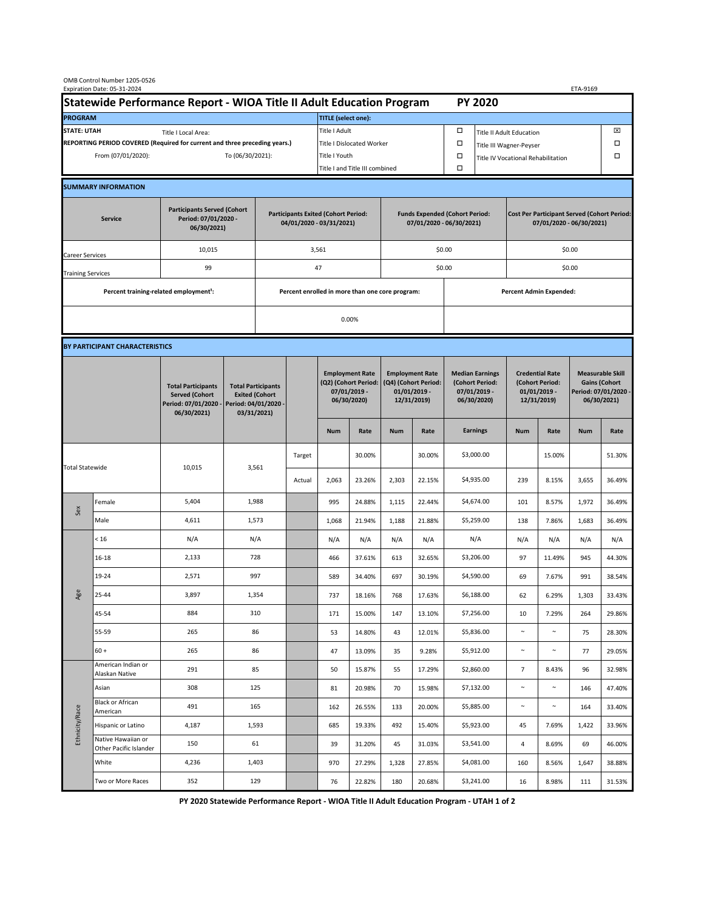OMB Control Number 1205-0526
Expiration Date: 05-31-2024

ETA-9169

# Statewide Performance Report - WIOA Title II Adult Education Program PY 2020

| PROGRAM | | TITLE (select one): | | | |
|---|---|---|---|---|---|
| STATE: UTAH | Title I Local Area: | Title I Adult | ☐ | Title II Adult Education | ☒ |
| REPORTING PERIOD COVERED (Required for current and three preceding years.) | | Title I Dislocated Worker | ☐ | Title III Wagner-Peyser | ☐ |
| From (07/01/2020): | To (06/30/2021): | Title I Youth | ☐ | Title IV Vocational Rehabilitation | ☐ |
| | | Title I and Title III combined | ☐ | | |

## SUMMARY INFORMATION

| Service | Participants Served (Cohort Period: 07/01/2020 - 06/30/2021) | Participants Exited (Cohort Period: 04/01/2020 - 03/31/2021) | Funds Expended (Cohort Period: 07/01/2020 - 06/30/2021) | Cost Per Participant Served (Cohort Period: 07/01/2020 - 06/30/2021) |
|---|---|---|---|---|
| Career Services | 10,015 | 3,561 | $0.00 | $0.00 |
| Training Services | 99 | 47 | $0.00 | $0.00 |

| Percent training-related employment¹: | Percent enrolled in more than one core program: | Percent Admin Expended: |
|---|---|---|
| | 0.00% | |

## BY PARTICIPANT CHARACTERISTICS

| | | Total Participants Served (Cohort Period: 07/01/2020 - 06/30/2021) | Total Participants Exited (Cohort Period: 04/01/2020 - 03/31/2021) | | Employment Rate (Q2) (Cohort Period: 07/01/2019 - 06/30/2020) | | Employment Rate (Q4) (Cohort Period: 01/01/2019 - 12/31/2019) | | Median Earnings (Cohort Period: 07/01/2019 - 06/30/2020) | Credential Rate (Cohort Period: 01/01/2019 - 12/31/2019) | | Measurable Skill Gains (Cohort Period: 07/01/2020 - 06/30/2021) | |
|---|---|---|---|---|---|---|---|---|---|---|---|---|---|
| | | | | | Num | Rate | Num | Rate | Earnings | Num | Rate | Num | Rate |
| Total Statewide | | 10,015 | 3,561 | Target | | 30.00% | | 30.00% | $3,000.00 | | 15.00% | | 51.30% |
| | | | | Actual | 2,063 | 23.26% | 2,303 | 22.15% | $4,935.00 | 239 | 8.15% | 3,655 | 36.49% |
| Sex | Female | 5,404 | 1,988 | | 995 | 24.88% | 1,115 | 22.44% | $4,674.00 | 101 | 8.57% | 1,972 | 36.49% |
| | Male | 4,611 | 1,573 | | 1,068 | 21.94% | 1,188 | 21.88% | $5,259.00 | 138 | 7.86% | 1,683 | 36.49% |
| Age | < 16 | N/A | N/A | | N/A | N/A | N/A | N/A | N/A | N/A | N/A | N/A | N/A |
| | 16-18 | 2,133 | 728 | | 466 | 37.61% | 613 | 32.65% | $3,206.00 | 97 | 11.49% | 945 | 44.30% |
| | 19-24 | 2,571 | 997 | | 589 | 34.40% | 697 | 30.19% | $4,590.00 | 69 | 7.67% | 991 | 38.54% |
| | 25-44 | 3,897 | 1,354 | | 737 | 18.16% | 768 | 17.63% | $6,188.00 | 62 | 6.29% | 1,303 | 33.43% |
| | 45-54 | 884 | 310 | | 171 | 15.00% | 147 | 13.10% | $7,256.00 | 10 | 7.29% | 264 | 29.86% |
| | 55-59 | 265 | 86 | | 53 | 14.80% | 43 | 12.01% | $5,836.00 | ~ | ~ | 75 | 28.30% |
| | 60 + | 265 | 86 | | 47 | 13.09% | 35 | 9.28% | $5,912.00 | ~ | ~ | 77 | 29.05% |
| Ethnicity/Race | American Indian or Alaskan Native | 291 | 85 | | 50 | 15.87% | 55 | 17.29% | $2,860.00 | 7 | 8.43% | 96 | 32.98% |
| | Asian | 308 | 125 | | 81 | 20.98% | 70 | 15.98% | $7,132.00 | ~ | ~ | 146 | 47.40% |
| | Black or African American | 491 | 165 | | 162 | 26.55% | 133 | 20.00% | $5,885.00 | ~ | ~ | 164 | 33.40% |
| | Hispanic or Latino | 4,187 | 1,593 | | 685 | 19.33% | 492 | 15.40% | $5,923.00 | 45 | 7.69% | 1,422 | 33.96% |
| | Native Hawaiian or Other Pacific Islander | 150 | 61 | | 39 | 31.20% | 45 | 31.03% | $3,541.00 | 4 | 8.69% | 69 | 46.00% |
| | White | 4,236 | 1,403 | | 970 | 27.29% | 1,328 | 27.85% | $4,081.00 | 160 | 8.56% | 1,647 | 38.88% |
| | Two or More Races | 352 | 129 | | 76 | 22.82% | 180 | 20.68% | $3,241.00 | 16 | 8.98% | 111 | 31.53% |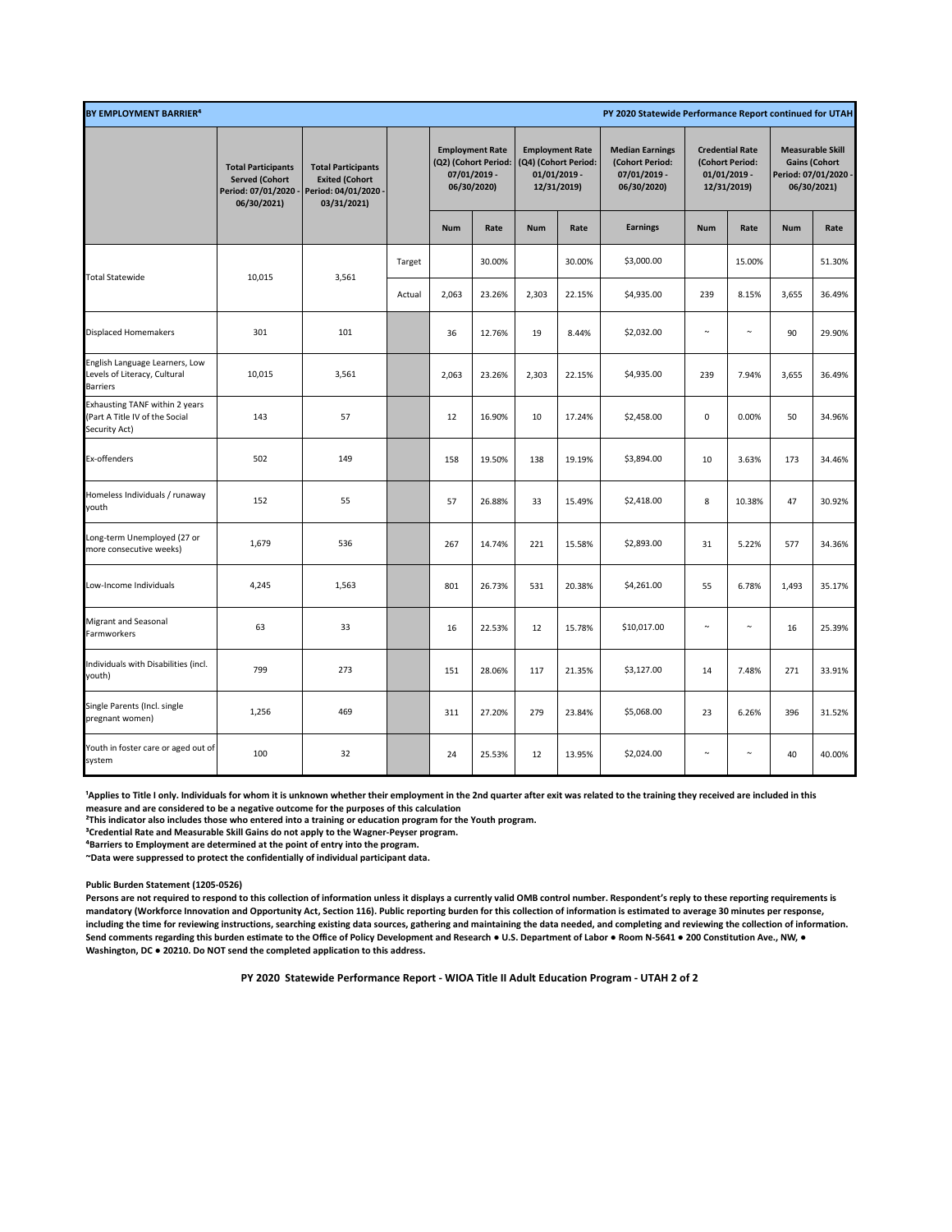| BY EMPLOYMENT BARRIER[4] | | | | PY 2020 Statewide Performance Report continued for UTAH | | | | | | | | | |
|---|---|---|---|---|---|---|---|---|---|---|---|---|---|
| | Total Participants Served (Cohort Period: 07/01/2020 - 06/30/2021) | Total Participants Exited (Cohort Period: 04/01/2020 - 03/31/2021) | | Employment Rate (Q2) (Cohort Period: 07/01/2019 - 06/30/2020) | | Employment Rate (Q4) (Cohort Period: 01/01/2019 - 12/31/2019) | | Median Earnings (Cohort Period: 07/01/2019 - 06/30/2020) | Credential Rate (Cohort Period: 01/01/2019 - 12/31/2019) | | Measurable Skill Gains (Cohort Period: 07/01/2020 - 06/30/2021) | |
| | | | | Num | Rate | Num | Rate | Earnings | Num | Rate | Num | Rate |
| Total Statewide | 10,015 | 3,561 | Target | | 30.00% | | 30.00% | $3,000.00 | | 15.00% | | 51.30% |
| | | | Actual | 2,063 | 23.26% | 2,303 | 22.15% | $4,935.00 | 239 | 8.15% | 3,655 | 36.49% |
| Displaced Homemakers | 301 | 101 | | 36 | 12.76% | 19 | 8.44% | $2,032.00 | ~ | ~ | 90 | 29.90% |
| English Language Learners, Low Levels of Literacy, Cultural Barriers | 10,015 | 3,561 | | 2,063 | 23.26% | 2,303 | 22.15% | $4,935.00 | 239 | 7.94% | 3,655 | 36.49% |
| Exhausting TANF within 2 years (Part A Title IV of the Social Security Act) | 143 | 57 | | 12 | 16.90% | 10 | 17.24% | $2,458.00 | 0 | 0.00% | 50 | 34.96% |
| Ex-offenders | 502 | 149 | | 158 | 19.50% | 138 | 19.19% | $3,894.00 | 10 | 3.63% | 173 | 34.46% |
| Homeless Individuals / runaway youth | 152 | 55 | | 57 | 26.88% | 33 | 15.49% | $2,418.00 | 8 | 10.38% | 47 | 30.92% |
| Long-term Unemployed (27 or more consecutive weeks) | 1,679 | 536 | | 267 | 14.74% | 221 | 15.58% | $2,893.00 | 31 | 5.22% | 577 | 34.36% |
| Low-Income Individuals | 4,245 | 1,563 | | 801 | 26.73% | 531 | 20.38% | $4,261.00 | 55 | 6.78% | 1,493 | 35.17% |
| Migrant and Seasonal Farmworkers | 63 | 33 | | 16 | 22.53% | 12 | 15.78% | $10,017.00 | ~ | ~ | 16 | 25.39% |
| Individuals with Disabilities (incl. youth) | 799 | 273 | | 151 | 28.06% | 117 | 21.35% | $3,127.00 | 14 | 7.48% | 271 | 33.91% |
| Single Parents (Incl. single pregnant women) | 1,256 | 469 | | 311 | 27.20% | 279 | 23.84% | $5,068.00 | 23 | 6.26% | 396 | 31.52% |
| Youth in foster care or aged out of system | 100 | 32 | | 24 | 25.53% | 12 | 13.95% | $2,024.00 | ~ | ~ | 40 | 40.00% |

**[1]Applies to Title I only. Individuals for whom it is unknown whether their employment in the 2nd quarter after exit was related to the training they received are included in this measure and are considered to be a negative outcome for the purposes of this calculation**

**[2]This indicator also includes those who entered into a training or education program for the Youth program.**

**[3]Credential Rate and Measurable Skill Gains do not apply to the Wagner-Peyser program.**

**[4]Barriers to Employment are determined at the point of entry into the program.**

**~Data were suppressed to protect the confidentially of individual participant data.**

**Public Burden Statement (1205-0526)**

**Persons are not required to respond to this collection of information unless it displays a currently valid OMB control number. Respondent's reply to these reporting requirements is mandatory (Workforce Innovation and Opportunity Act, Section 116). Public reporting burden for this collection of information is estimated to average 30 minutes per response, including the time for reviewing instructions, searching existing data sources, gathering and maintaining the data needed, and completing and reviewing the collection of information. Send comments regarding this burden estimate to the Office of Policy Development and Research ● U.S. Department of Labor ● Room N-5641 ● 200 Constitution Ave., NW, ● Washington, DC ● 20210. Do NOT send the completed application to this address.**

**PY 2020 Statewide Performance Report - WIOA Title II Adult Education Program - UTAH 2 of 2**